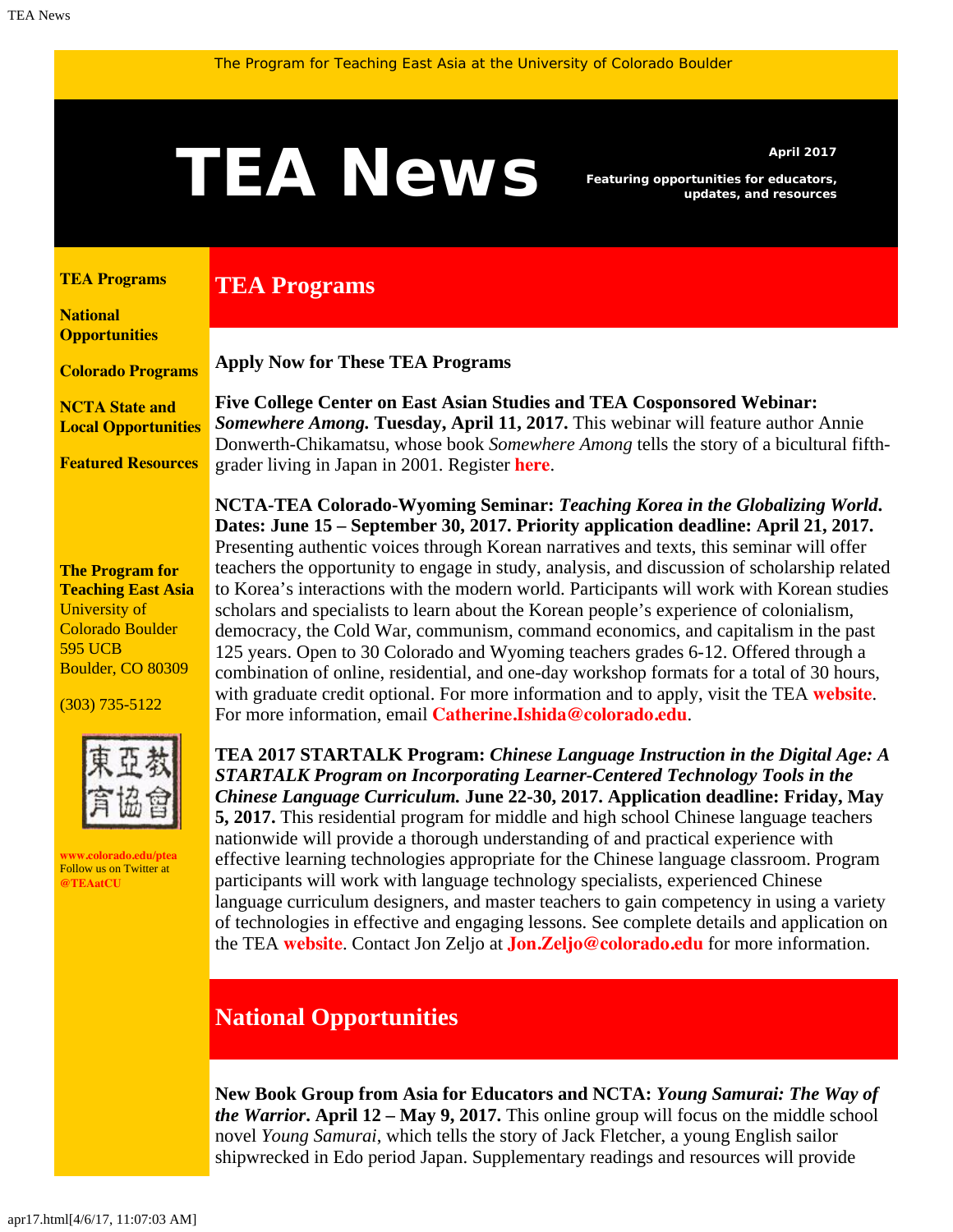The Program for Teaching East Asia at the University of Colorado Boulder

# TEA News

**April 2017**

**Featuring opportunities for educators, updates, and resources**

**TEA Programs**

**National Opportunities**

**Colorado Programs**

**NCTA State and Local Opportunities**

**Featured Resources**

**The Program for Teaching East Asia**
University of Colorado Boulder
595 UCB
Boulder, CO 80309

(303) 735-5122

東亞教育協會

**www.colorado.edu/ptea**
Follow us on Twitter at **@TEAatCU**

## TEA Programs

**Apply Now for These TEA Programs**

**Five College Center on East Asian Studies and TEA Cosponsored Webinar: *Somewhere Among.* Tuesday, April 11, 2017.** This webinar will feature author Annie Donwerth-Chikamatsu, whose book *Somewhere Among* tells the story of a bicultural fifth-grader living in Japan in 2001. Register **here**.

**NCTA-TEA Colorado-Wyoming Seminar: *Teaching Korea in the Globalizing World*. Dates: June 15 – September 30, 2017. Priority application deadline: April 21, 2017.** Presenting authentic voices through Korean narratives and texts, this seminar will offer teachers the opportunity to engage in study, analysis, and discussion of scholarship related to Korea's interactions with the modern world. Participants will work with Korean studies scholars and specialists to learn about the Korean people's experience of colonialism, democracy, the Cold War, communism, command economics, and capitalism in the past 125 years. Open to 30 Colorado and Wyoming teachers grades 6-12. Offered through a combination of online, residential, and one-day workshop formats for a total of 30 hours, with graduate credit optional. For more information and to apply, visit the TEA **website**. For more information, email **Catherine.Ishida@colorado.edu**.

**TEA 2017 STARTALK Program: *Chinese Language Instruction in the Digital Age: A STARTALK Program on Incorporating Learner-Centered Technology Tools in the Chinese Language Curriculum.* June 22-30, 2017. Application deadline: Friday, May 5, 2017.** This residential program for middle and high school Chinese language teachers nationwide will provide a thorough understanding of and practical experience with effective learning technologies appropriate for the Chinese language classroom. Program participants will work with language technology specialists, experienced Chinese language curriculum designers, and master teachers to gain competency in using a variety of technologies in effective and engaging lessons. See complete details and application on the TEA **website**. Contact Jon Zeljo at **Jon.Zeljo@colorado.edu** for more information.

## National Opportunities

**New Book Group from Asia for Educators and NCTA: *Young Samurai: The Way of the Warrior*. April 12 – May 9, 2017.** This online group will focus on the middle school novel *Young Samurai*, which tells the story of Jack Fletcher, a young English sailor shipwrecked in Edo period Japan. Supplementary readings and resources will provide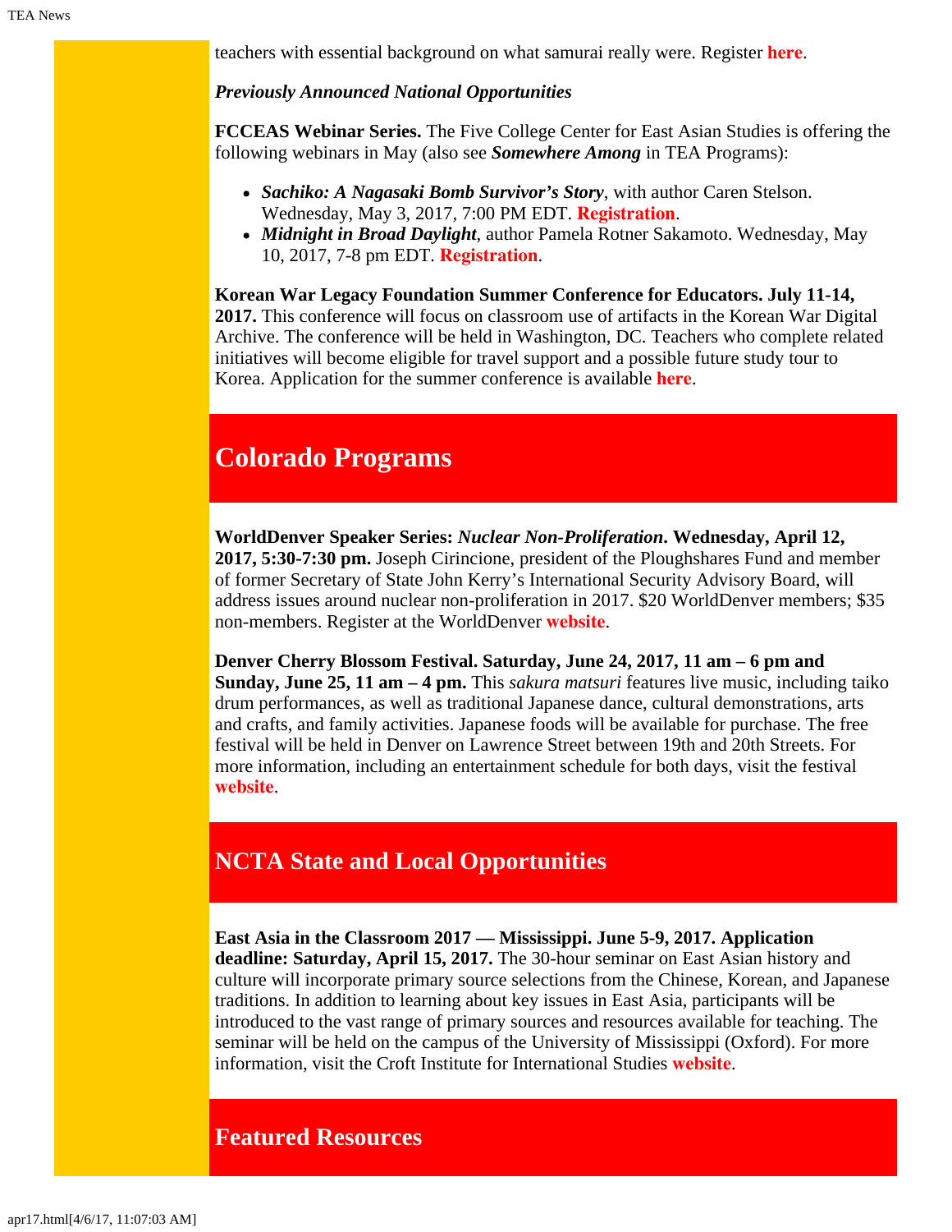teachers with essential background on what samurai really were. Register **here**.

***Previously Announced National Opportunities***

**FCCEAS Webinar Series.** The Five College Center for East Asian Studies is offering the following webinars in May (also see ***Somewhere Among*** in TEA Programs):

- ***Sachiko: A Nagasaki Bomb Survivor's Story***, with author Caren Stelson. Wednesday, May 3, 2017, 7:00 PM EDT. **Registration**.
- ***Midnight in Broad Daylight***, author Pamela Rotner Sakamoto. Wednesday, May 10, 2017, 7-8 pm EDT. **Registration**.

**Korean War Legacy Foundation Summer Conference for Educators. July 11-14, 2017.** This conference will focus on classroom use of artifacts in the Korean War Digital Archive. The conference will be held in Washington, DC. Teachers who complete related initiatives will become eligible for travel support and a possible future study tour to Korea. Application for the summer conference is available **here**.

## Colorado Programs

**WorldDenver Speaker Series: *Nuclear Non-Proliferation*. Wednesday, April 12, 2017, 5:30-7:30 pm.** Joseph Cirincione, president of the Ploughshares Fund and member of former Secretary of State John Kerry's International Security Advisory Board, will address issues around nuclear non-proliferation in 2017. $20 WorldDenver members; $35 non-members. Register at the WorldDenver **website**.

**Denver Cherry Blossom Festival. Saturday, June 24, 2017, 11 am – 6 pm and Sunday, June 25, 11 am – 4 pm.** This *sakura matsuri* features live music, including taiko drum performances, as well as traditional Japanese dance, cultural demonstrations, arts and crafts, and family activities. Japanese foods will be available for purchase. The free festival will be held in Denver on Lawrence Street between 19th and 20th Streets. For more information, including an entertainment schedule for both days, visit the festival **website**.

## NCTA State and Local Opportunities

**East Asia in the Classroom 2017 — Mississippi. June 5-9, 2017. Application deadline: Saturday, April 15, 2017.** The 30-hour seminar on East Asian history and culture will incorporate primary source selections from the Chinese, Korean, and Japanese traditions. In addition to learning about key issues in East Asia, participants will be introduced to the vast range of primary sources and resources available for teaching. The seminar will be held on the campus of the University of Mississippi (Oxford). For more information, visit the Croft Institute for International Studies **website**.

## Featured Resources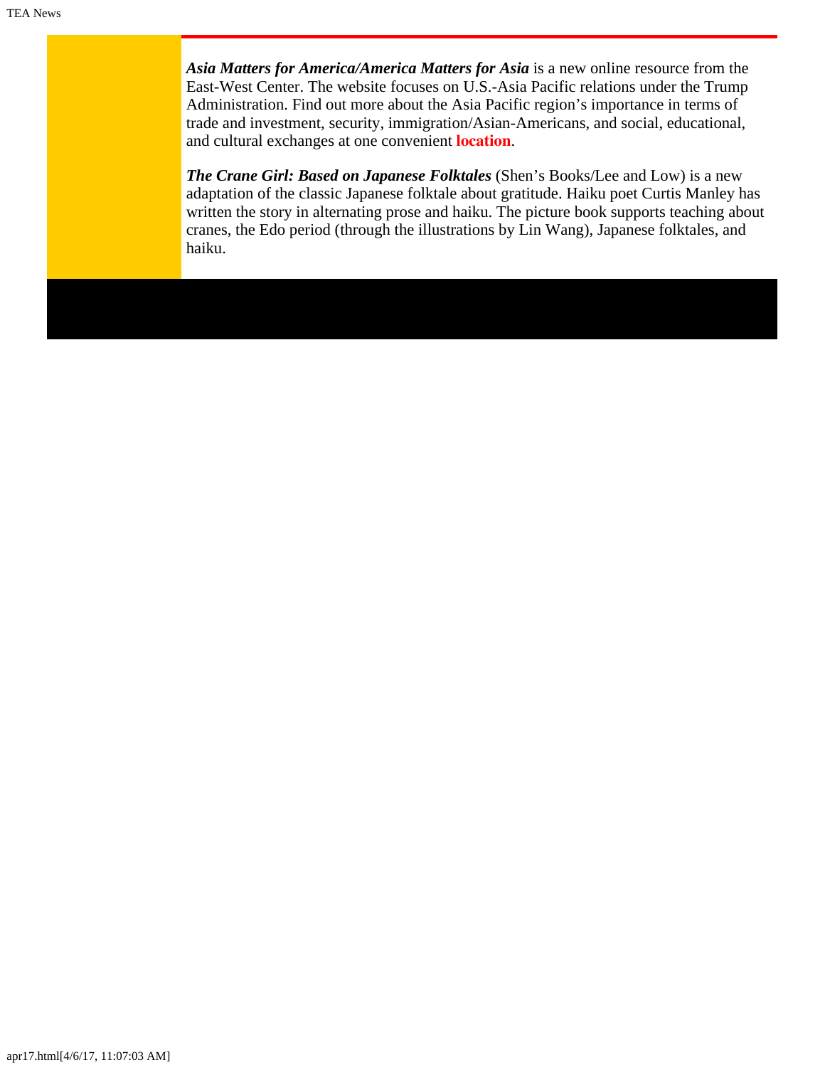***Asia Matters for America/America Matters for Asia*** is a new online resource from the East-West Center. The website focuses on U.S.-Asia Pacific relations under the Trump Administration. Find out more about the Asia Pacific region's importance in terms of trade and investment, security, immigration/Asian-Americans, and social, educational, and cultural exchanges at one convenient **location**.

***The Crane Girl: Based on Japanese Folktales*** (Shen's Books/Lee and Low) is a new adaptation of the classic Japanese folktale about gratitude. Haiku poet Curtis Manley has written the story in alternating prose and haiku. The picture book supports teaching about cranes, the Edo period (through the illustrations by Lin Wang), Japanese folktales, and haiku.